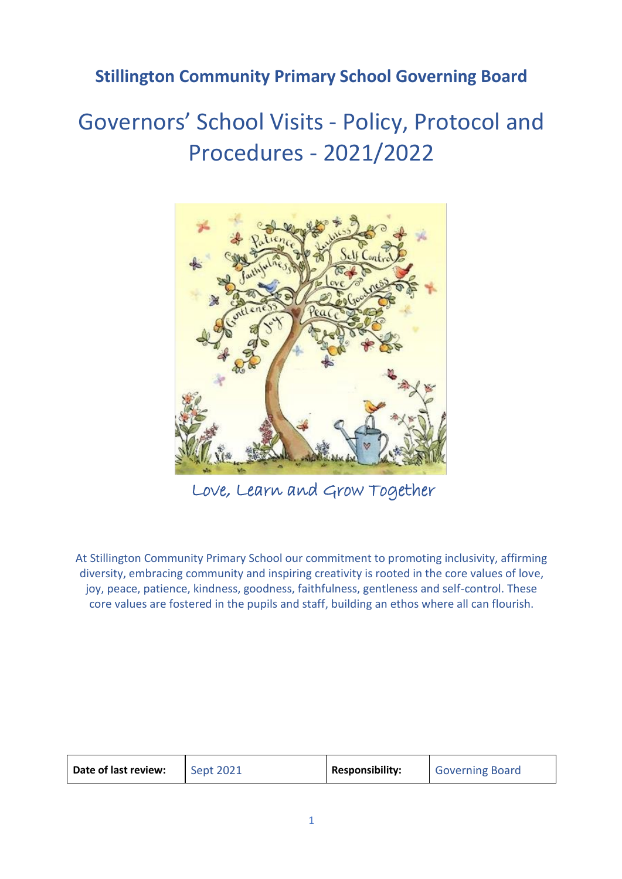**Stillington Community Primary School Governing Board**

# Governors' School Visits - Policy, Protocol and Procedures - 2021/2022

Love, Learn and Grow Together

At Stillington Community Primary School our commitment to promoting inclusivity, affirming diversity, embracing community and inspiring creativity is rooted in the core values of love, joy, peace, patience, kindness, goodness, faithfulness, gentleness and self-control. These core values are fostered in the pupils and staff, building an ethos where all can flourish.

| **Date of last review:** | Sept 2021 | **Responsibility:** | Governing Board |
|---|---|---|---|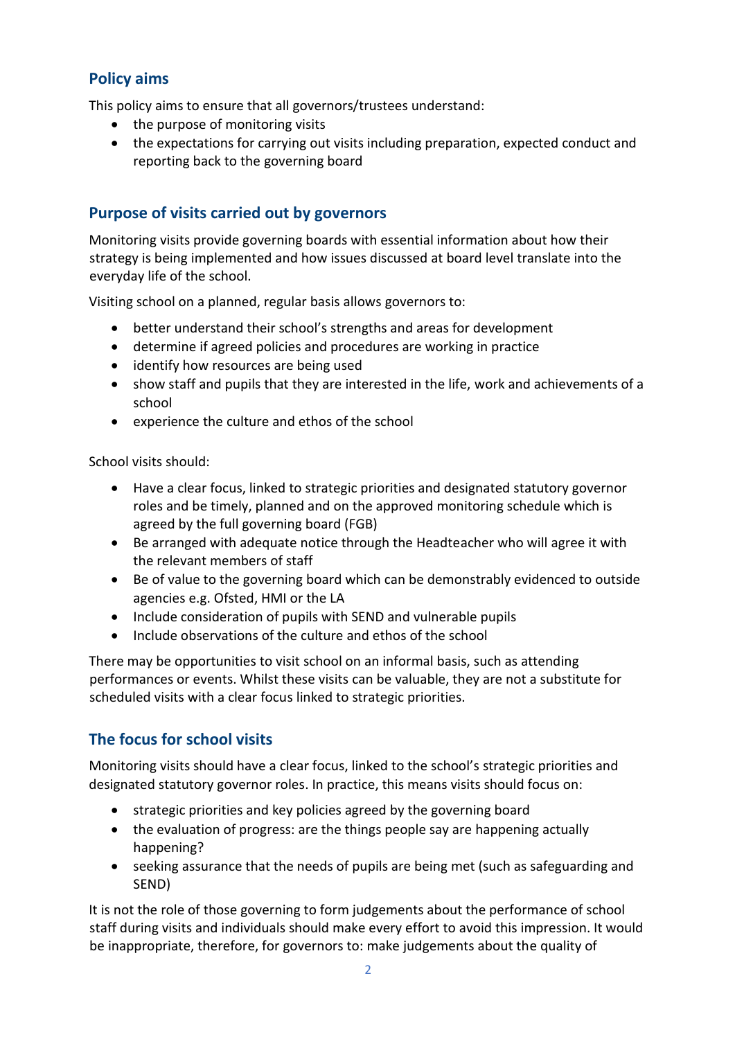## Policy aims

This policy aims to ensure that all governors/trustees understand:

- the purpose of monitoring visits
- the expectations for carrying out visits including preparation, expected conduct and reporting back to the governing board

## Purpose of visits carried out by governors

Monitoring visits provide governing boards with essential information about how their strategy is being implemented and how issues discussed at board level translate into the everyday life of the school.

Visiting school on a planned, regular basis allows governors to:

- better understand their school's strengths and areas for development
- determine if agreed policies and procedures are working in practice
- identify how resources are being used
- show staff and pupils that they are interested in the life, work and achievements of a school
- experience the culture and ethos of the school

School visits should:

- Have a clear focus, linked to strategic priorities and designated statutory governor roles and be timely, planned and on the approved monitoring schedule which is agreed by the full governing board (FGB)
- Be arranged with adequate notice through the Headteacher who will agree it with the relevant members of staff
- Be of value to the governing board which can be demonstrably evidenced to outside agencies e.g. Ofsted, HMI or the LA
- Include consideration of pupils with SEND and vulnerable pupils
- Include observations of the culture and ethos of the school

There may be opportunities to visit school on an informal basis, such as attending performances or events. Whilst these visits can be valuable, they are not a substitute for scheduled visits with a clear focus linked to strategic priorities.

## The focus for school visits

Monitoring visits should have a clear focus, linked to the school's strategic priorities and designated statutory governor roles. In practice, this means visits should focus on:

- strategic priorities and key policies agreed by the governing board
- the evaluation of progress: are the things people say are happening actually happening?
- seeking assurance that the needs of pupils are being met (such as safeguarding and SEND)

It is not the role of those governing to form judgements about the performance of school staff during visits and individuals should make every effort to avoid this impression. It would be inappropriate, therefore, for governors to: make judgements about the quality of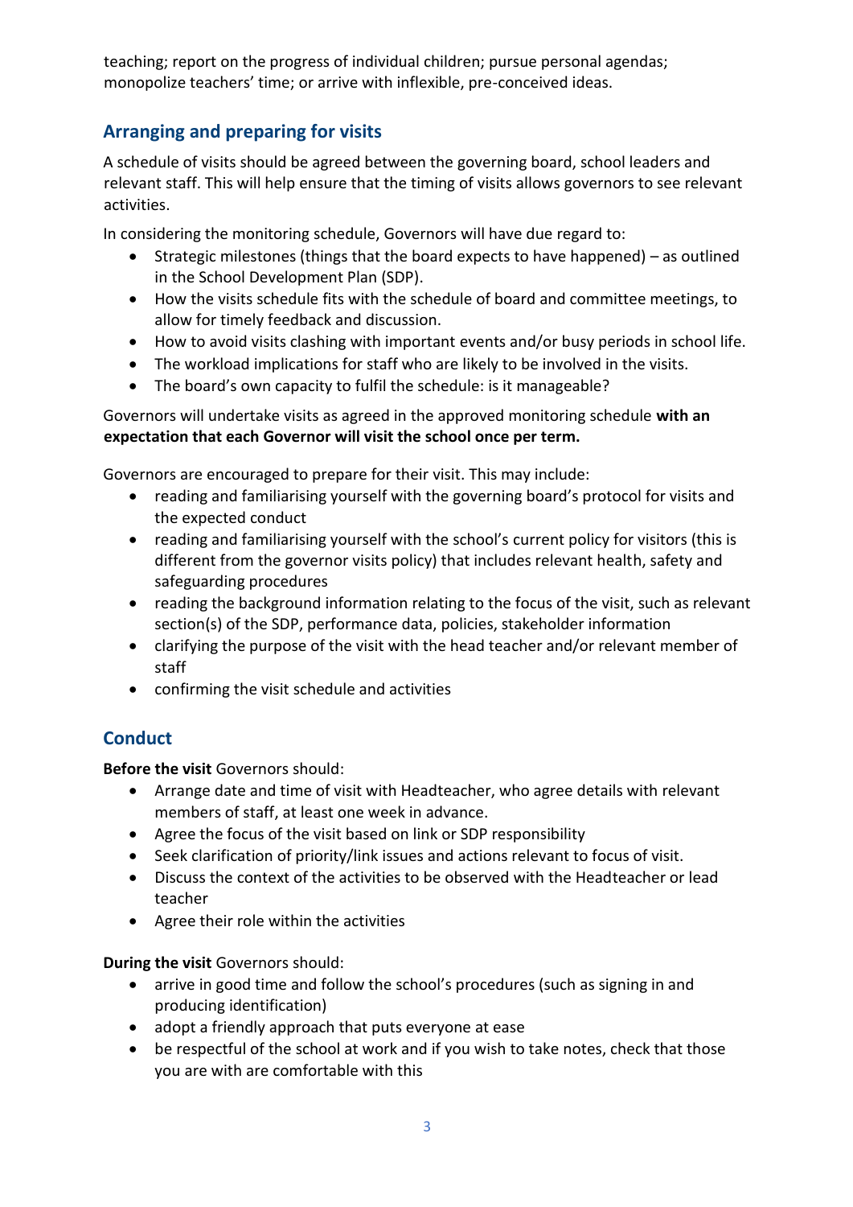teaching; report on the progress of individual children; pursue personal agendas; monopolize teachers' time; or arrive with inflexible, pre-conceived ideas.

## Arranging and preparing for visits

A schedule of visits should be agreed between the governing board, school leaders and relevant staff. This will help ensure that the timing of visits allows governors to see relevant activities.

In considering the monitoring schedule, Governors will have due regard to:

- Strategic milestones (things that the board expects to have happened) – as outlined in the School Development Plan (SDP).
- How the visits schedule fits with the schedule of board and committee meetings, to allow for timely feedback and discussion.
- How to avoid visits clashing with important events and/or busy periods in school life.
- The workload implications for staff who are likely to be involved in the visits.
- The board's own capacity to fulfil the schedule: is it manageable?

Governors will undertake visits as agreed in the approved monitoring schedule **with an expectation that each Governor will visit the school once per term.**

Governors are encouraged to prepare for their visit. This may include:

- reading and familiarising yourself with the governing board's protocol for visits and the expected conduct
- reading and familiarising yourself with the school's current policy for visitors (this is different from the governor visits policy) that includes relevant health, safety and safeguarding procedures
- reading the background information relating to the focus of the visit, such as relevant section(s) of the SDP, performance data, policies, stakeholder information
- clarifying the purpose of the visit with the head teacher and/or relevant member of staff
- confirming the visit schedule and activities

## Conduct

**Before the visit** Governors should:

- Arrange date and time of visit with Headteacher, who agree details with relevant members of staff, at least one week in advance.
- Agree the focus of the visit based on link or SDP responsibility
- Seek clarification of priority/link issues and actions relevant to focus of visit.
- Discuss the context of the activities to be observed with the Headteacher or lead teacher
- Agree their role within the activities

**During the visit** Governors should:

- arrive in good time and follow the school's procedures (such as signing in and producing identification)
- adopt a friendly approach that puts everyone at ease
- be respectful of the school at work and if you wish to take notes, check that those you are with are comfortable with this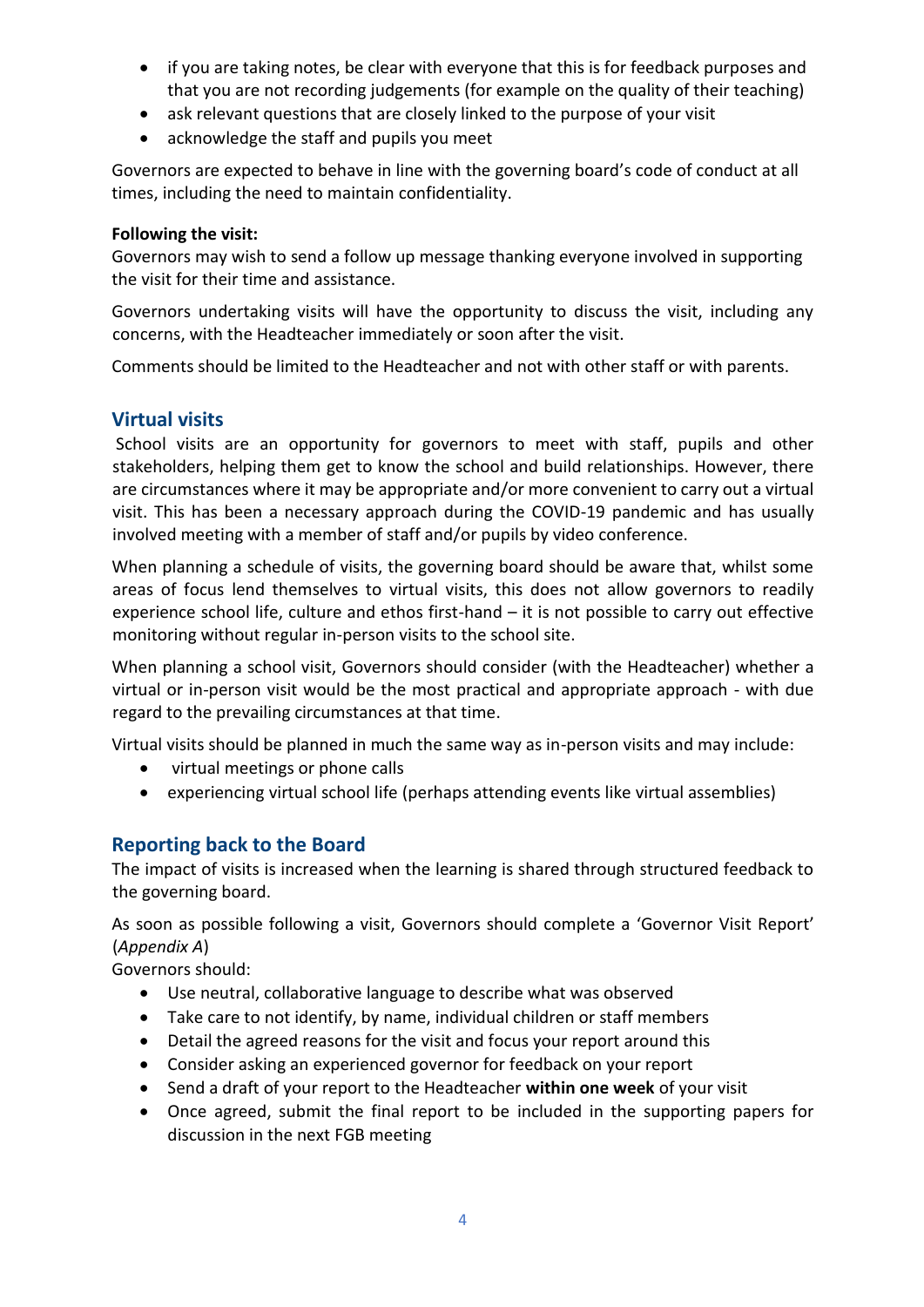- if you are taking notes, be clear with everyone that this is for feedback purposes and that you are not recording judgements (for example on the quality of their teaching)
- ask relevant questions that are closely linked to the purpose of your visit
- acknowledge the staff and pupils you meet

Governors are expected to behave in line with the governing board's code of conduct at all times, including the need to maintain confidentiality.

**Following the visit:**
Governors may wish to send a follow up message thanking everyone involved in supporting the visit for their time and assistance.

Governors undertaking visits will have the opportunity to discuss the visit, including any concerns, with the Headteacher immediately or soon after the visit.

Comments should be limited to the Headteacher and not with other staff or with parents.

## Virtual visits

School visits are an opportunity for governors to meet with staff, pupils and other stakeholders, helping them get to know the school and build relationships. However, there are circumstances where it may be appropriate and/or more convenient to carry out a virtual visit. This has been a necessary approach during the COVID-19 pandemic and has usually involved meeting with a member of staff and/or pupils by video conference.

When planning a schedule of visits, the governing board should be aware that, whilst some areas of focus lend themselves to virtual visits, this does not allow governors to readily experience school life, culture and ethos first-hand – it is not possible to carry out effective monitoring without regular in-person visits to the school site.

When planning a school visit, Governors should consider (with the Headteacher) whether a virtual or in-person visit would be the most practical and appropriate approach - with due regard to the prevailing circumstances at that time.

Virtual visits should be planned in much the same way as in-person visits and may include:

- virtual meetings or phone calls
- experiencing virtual school life (perhaps attending events like virtual assemblies)

## Reporting back to the Board

The impact of visits is increased when the learning is shared through structured feedback to the governing board.

As soon as possible following a visit, Governors should complete a 'Governor Visit Report' (*Appendix A*)

Governors should:

- Use neutral, collaborative language to describe what was observed
- Take care to not identify, by name, individual children or staff members
- Detail the agreed reasons for the visit and focus your report around this
- Consider asking an experienced governor for feedback on your report
- Send a draft of your report to the Headteacher **within one week** of your visit
- Once agreed, submit the final report to be included in the supporting papers for discussion in the next FGB meeting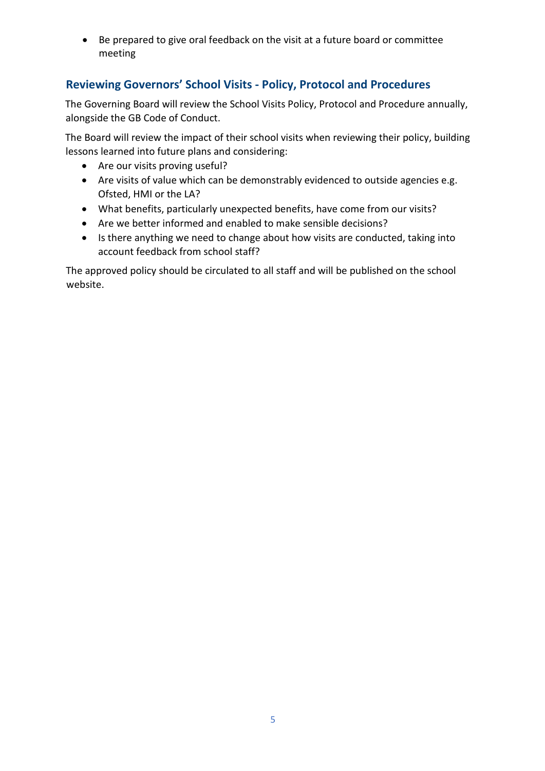- Be prepared to give oral feedback on the visit at a future board or committee meeting

## Reviewing Governors' School Visits - Policy, Protocol and Procedures

The Governing Board will review the School Visits Policy, Protocol and Procedure annually, alongside the GB Code of Conduct.

The Board will review the impact of their school visits when reviewing their policy, building lessons learned into future plans and considering:

- Are our visits proving useful?
- Are visits of value which can be demonstrably evidenced to outside agencies e.g. Ofsted, HMI or the LA?
- What benefits, particularly unexpected benefits, have come from our visits?
- Are we better informed and enabled to make sensible decisions?
- Is there anything we need to change about how visits are conducted, taking into account feedback from school staff?

The approved policy should be circulated to all staff and will be published on the school website.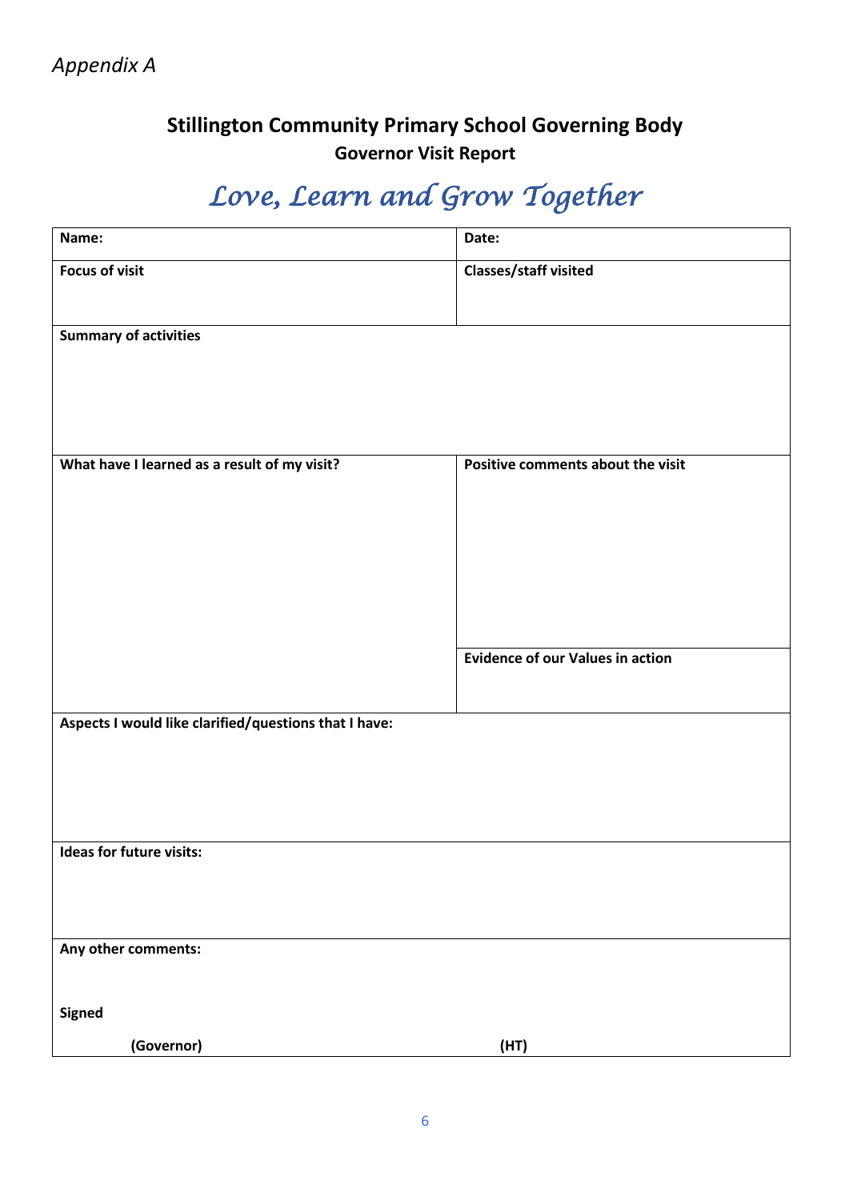*Appendix A*

## Stillington Community Primary School Governing Body

### Governor Visit Report

*Love, Learn and Grow Together*

| | |
|---|---|
| **Name:** | **Date:** |
| **Focus of visit** | **Classes/staff visited** |
| **Summary of activities** | |
| **What have I learned as a result of my visit?** | **Positive comments about the visit** |
| | **Evidence of our Values in action** |
| **Aspects I would like clarified/questions that I have:** | |
| **Ideas for future visits:** | |
| **Any other comments:** | |
| **Signed** | |
| **(Governor)** | **(HT)** |